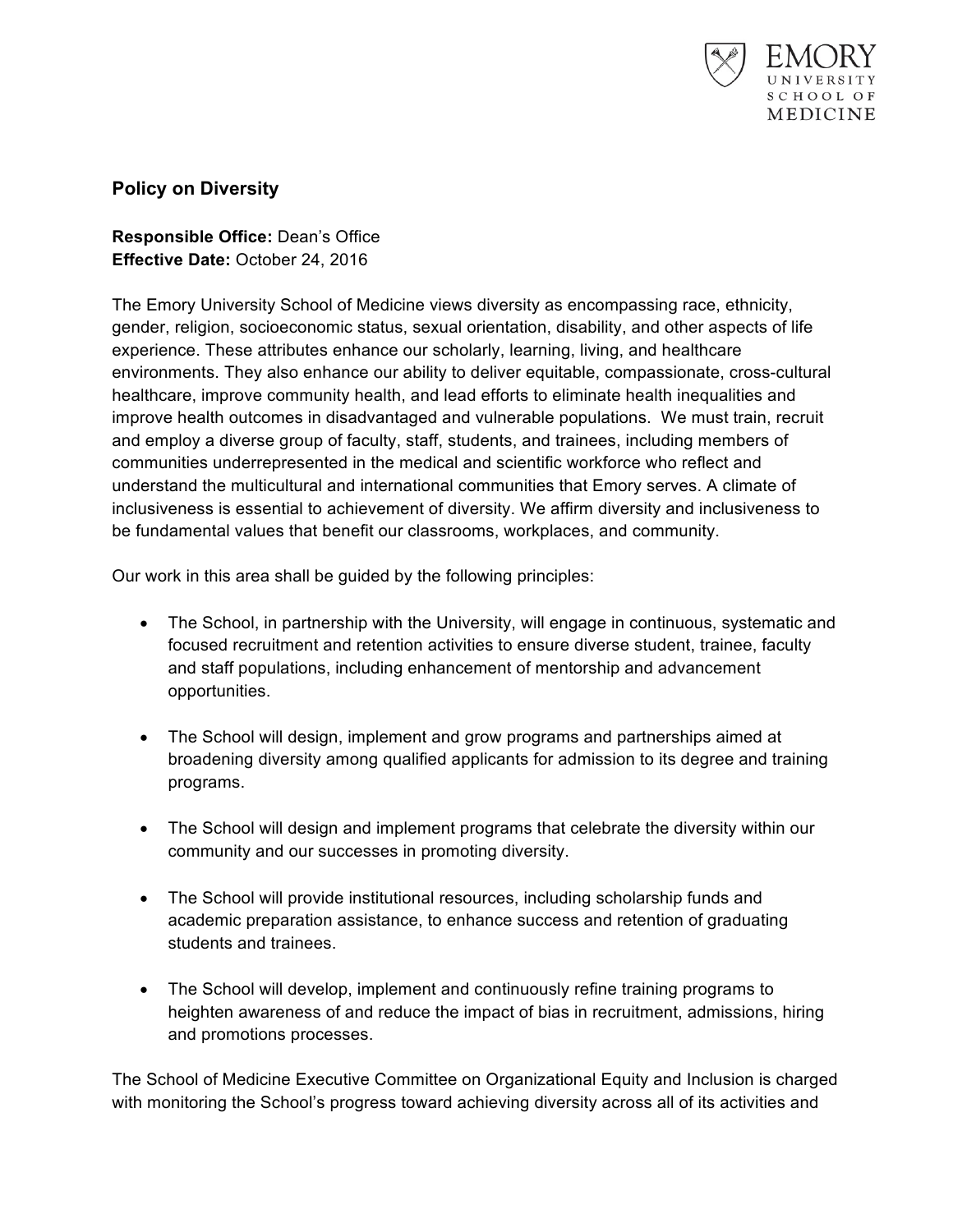## Policy on Diversity

**Responsible Office:** Dean's Office
**Effective Date:** October 24, 2016

The Emory University School of Medicine views diversity as encompassing race, ethnicity, gender, religion, socioeconomic status, sexual orientation, disability, and other aspects of life experience. These attributes enhance our scholarly, learning, living, and healthcare environments. They also enhance our ability to deliver equitable, compassionate, cross-cultural healthcare, improve community health, and lead efforts to eliminate health inequalities and improve health outcomes in disadvantaged and vulnerable populations. We must train, recruit and employ a diverse group of faculty, staff, students, and trainees, including members of communities underrepresented in the medical and scientific workforce who reflect and understand the multicultural and international communities that Emory serves. A climate of inclusiveness is essential to achievement of diversity. We affirm diversity and inclusiveness to be fundamental values that benefit our classrooms, workplaces, and community.

Our work in this area shall be guided by the following principles:

- The School, in partnership with the University, will engage in continuous, systematic and focused recruitment and retention activities to ensure diverse student, trainee, faculty and staff populations, including enhancement of mentorship and advancement opportunities.

- The School will design, implement and grow programs and partnerships aimed at broadening diversity among qualified applicants for admission to its degree and training programs.

- The School will design and implement programs that celebrate the diversity within our community and our successes in promoting diversity.

- The School will provide institutional resources, including scholarship funds and academic preparation assistance, to enhance success and retention of graduating students and trainees.

- The School will develop, implement and continuously refine training programs to heighten awareness of and reduce the impact of bias in recruitment, admissions, hiring and promotions processes.

The School of Medicine Executive Committee on Organizational Equity and Inclusion is charged with monitoring the School's progress toward achieving diversity across all of its activities and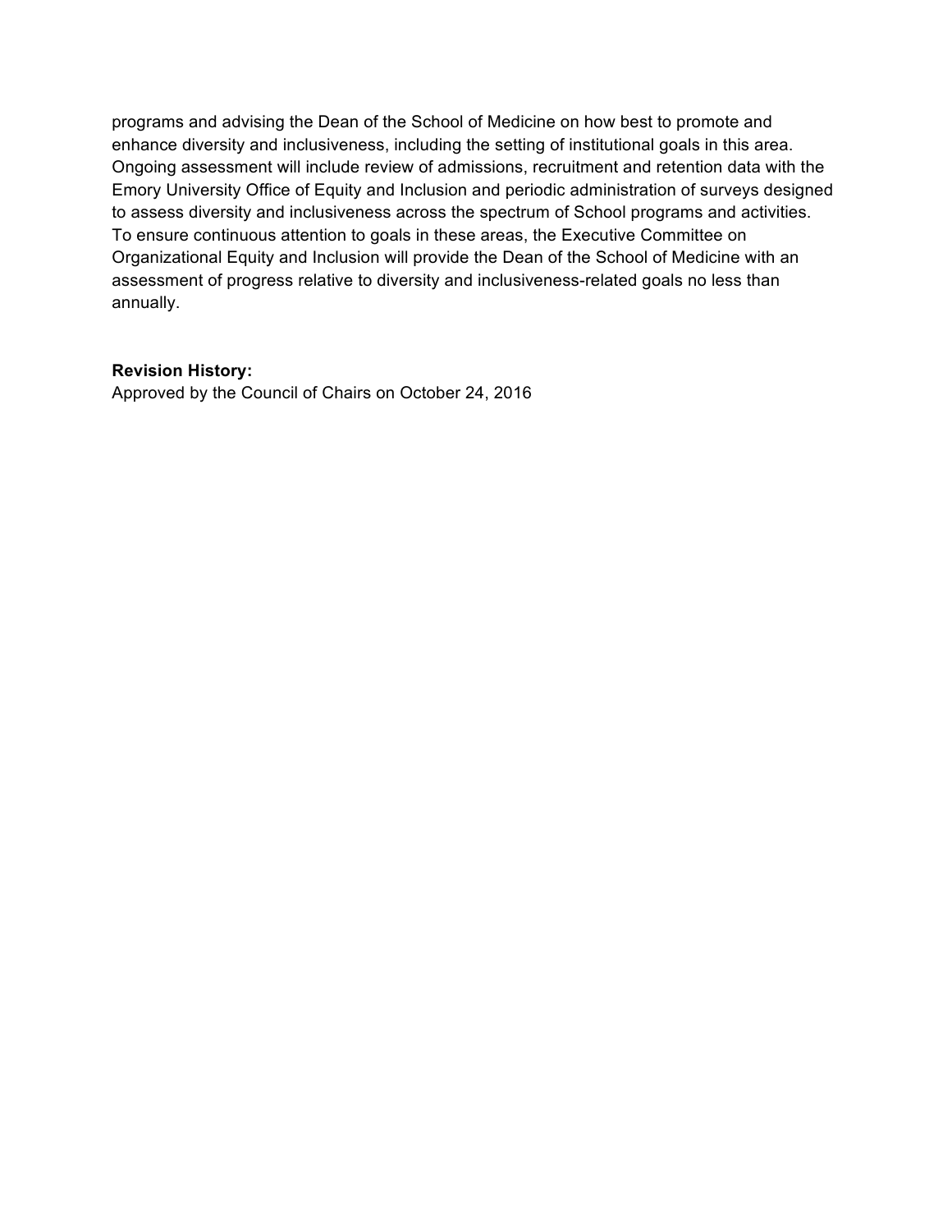programs and advising the Dean of the School of Medicine on how best to promote and enhance diversity and inclusiveness, including the setting of institutional goals in this area. Ongoing assessment will include review of admissions, recruitment and retention data with the Emory University Office of Equity and Inclusion and periodic administration of surveys designed to assess diversity and inclusiveness across the spectrum of School programs and activities. To ensure continuous attention to goals in these areas, the Executive Committee on Organizational Equity and Inclusion will provide the Dean of the School of Medicine with an assessment of progress relative to diversity and inclusiveness-related goals no less than annually.

**Revision History:**
Approved by the Council of Chairs on October 24, 2016